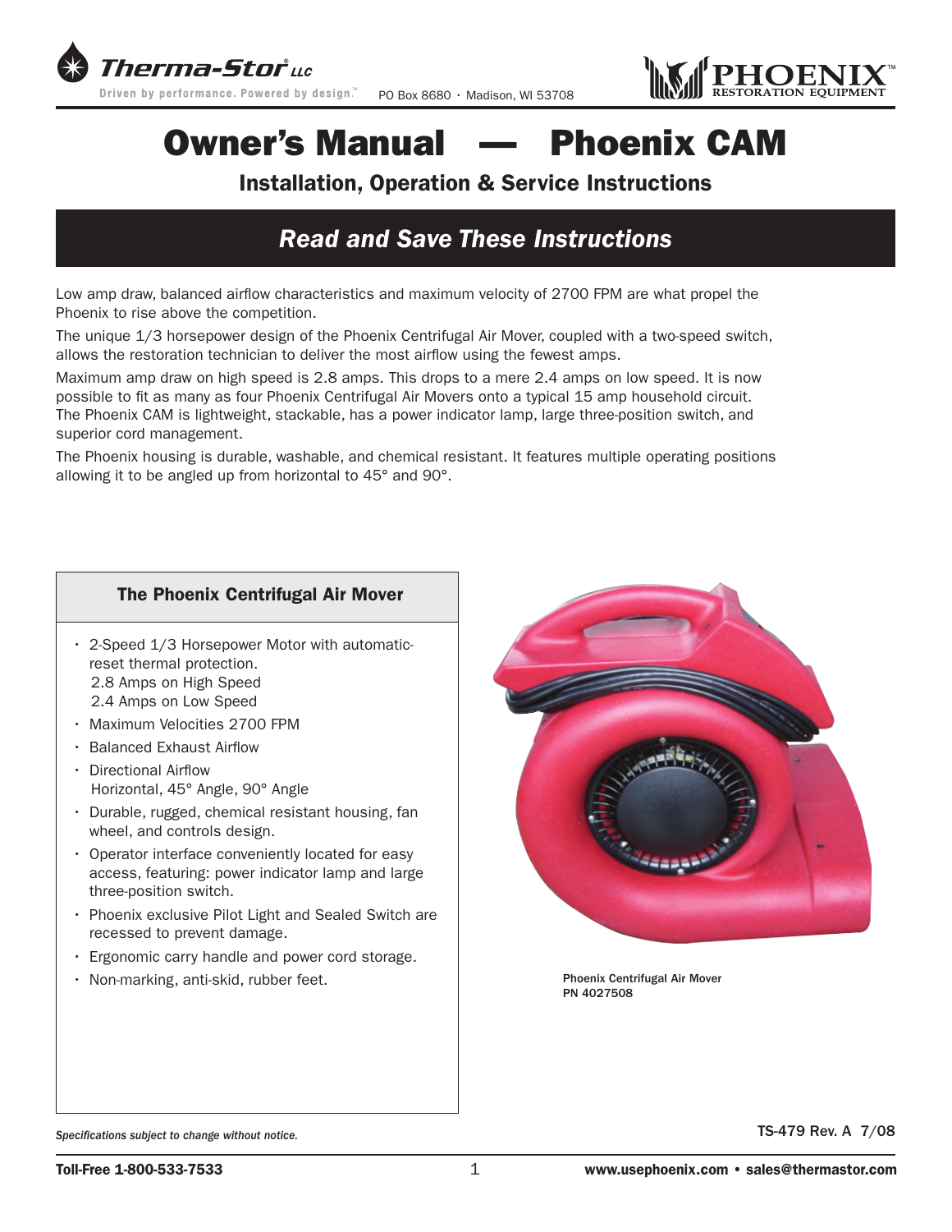Therma-Stor® LLC

Driven by performance. Powered by design.™ PO Box 8680 • Madison, WI 53708

PHOENIX™ RESTORATION EQUIPMENT

# Owner's Manual — Phoenix CAM

## Installation, Operation & Service Instructions

### *Read and Save These Instructions*

Low amp draw, balanced airflow characteristics and maximum velocity of 2700 FPM are what propel the Phoenix to rise above the competition.

The unique 1/3 horsepower design of the Phoenix Centrifugal Air Mover, coupled with a two-speed switch, allows the restoration technician to deliver the most airflow using the fewest amps.

Maximum amp draw on high speed is 2.8 amps. This drops to a mere 2.4 amps on low speed. It is now possible to fit as many as four Phoenix Centrifugal Air Movers onto a typical 15 amp household circuit. The Phoenix CAM is lightweight, stackable, has a power indicator lamp, large three-position switch, and superior cord management.

The Phoenix housing is durable, washable, and chemical resistant. It features multiple operating positions allowing it to be angled up from horizontal to 45° and 90°.

### The Phoenix Centrifugal Air Mover

- 2-Speed 1/3 Horsepower Motor with automatic-reset thermal protection.
  2.8 Amps on High Speed
  2.4 Amps on Low Speed
- Maximum Velocities 2700 FPM
- Balanced Exhaust Airflow
- Directional Airflow
  Horizontal, 45° Angle, 90° Angle
- Durable, rugged, chemical resistant housing, fan wheel, and controls design.
- Operator interface conveniently located for easy access, featuring: power indicator lamp and large three-position switch.
- Phoenix exclusive Pilot Light and Sealed Switch are recessed to prevent damage.
- Ergonomic carry handle and power cord storage.
- Non-marking, anti-skid, rubber feet.

Phoenix Centrifugal Air Mover
PN 4027508

*Specifications subject to change without notice.*

TS-479 Rev. A 7/08

Toll-Free 1-800-533-7533 www.usephoenix.com • sales@thermastor.com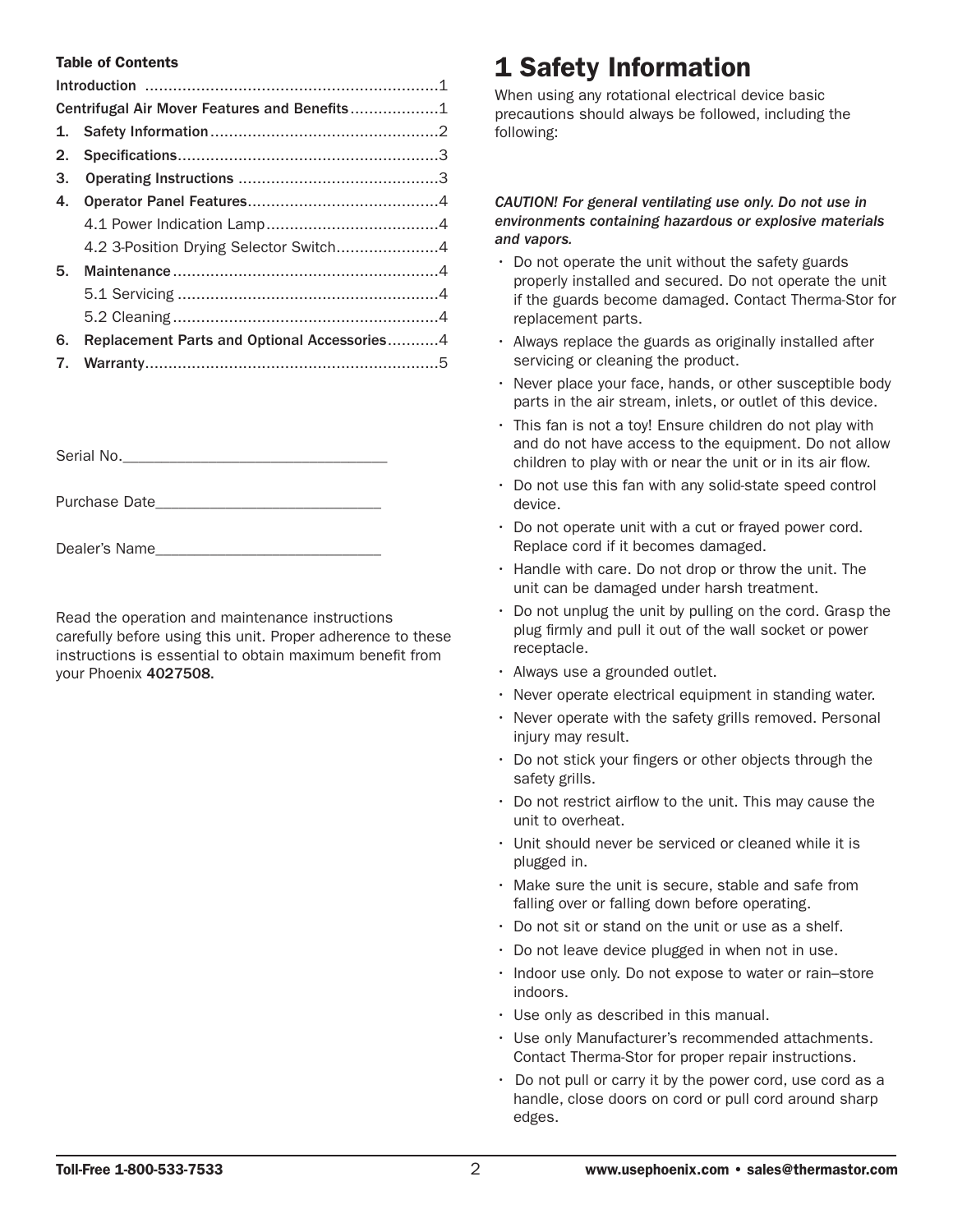**Table of Contents**

| | |
|---|---|
| **Introduction** | 1 |
| **Centrifugal Air Mover Features and Benefits** | 1 |
| **1. Safety Information** | 2 |
| **2. Specifications** | 3 |
| **3. Operating Instructions** | 3 |
| **4. Operator Panel Features** | 4 |
| 4.1 Power Indication Lamp | 4 |
| 4.2 3-Position Drying Selector Switch | 4 |
| **5. Maintenance** | 4 |
| 5.1 Servicing | 4 |
| 5.2 Cleaning | 4 |
| **6. Replacement Parts and Optional Accessories** | 4 |
| **7. Warranty** | 5 |

Serial No.________________________________

Purchase Date___________________________

Dealer's Name___________________________

Read the operation and maintenance instructions carefully before using this unit. Proper adherence to these instructions is essential to obtain maximum benefit from your Phoenix **4027508.**

# 1 Safety Information

When using any rotational electrical device basic precautions should always be followed, including the following:

*CAUTION! For general ventilating use only. Do not use in environments containing hazardous or explosive materials and vapors.*

- Do not operate the unit without the safety guards properly installed and secured. Do not operate the unit if the guards become damaged. Contact Therma-Stor for replacement parts.
- Always replace the guards as originally installed after servicing or cleaning the product.
- Never place your face, hands, or other susceptible body parts in the air stream, inlets, or outlet of this device.
- This fan is not a toy! Ensure children do not play with and do not have access to the equipment. Do not allow children to play with or near the unit or in its air flow.
- Do not use this fan with any solid-state speed control device.
- Do not operate unit with a cut or frayed power cord. Replace cord if it becomes damaged.
- Handle with care. Do not drop or throw the unit. The unit can be damaged under harsh treatment.
- Do not unplug the unit by pulling on the cord. Grasp the plug firmly and pull it out of the wall socket or power receptacle.
- Always use a grounded outlet.
- Never operate electrical equipment in standing water.
- Never operate with the safety grills removed. Personal injury may result.
- Do not stick your fingers or other objects through the safety grills.
- Do not restrict airflow to the unit. This may cause the unit to overheat.
- Unit should never be serviced or cleaned while it is plugged in.
- Make sure the unit is secure, stable and safe from falling over or falling down before operating.
- Do not sit or stand on the unit or use as a shelf.
- Do not leave device plugged in when not in use.
- Indoor use only. Do not expose to water or rain–store indoors.
- Use only as described in this manual.
- Use only Manufacturer's recommended attachments. Contact Therma-Stor for proper repair instructions.
- Do not pull or carry it by the power cord, use cord as a handle, close doors on cord or pull cord around sharp edges.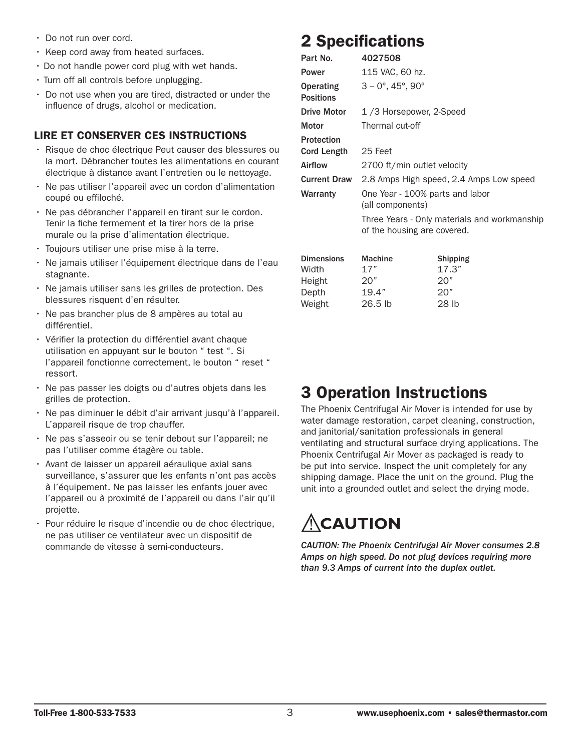- Do not run over cord.
- Keep cord away from heated surfaces.
- Do not handle power cord plug with wet hands.
- Turn off all controls before unplugging.
- Do not use when you are tired, distracted or under the influence of drugs, alcohol or medication.

### LIRE ET CONSERVER CES INSTRUCTIONS

- Risque de choc électrique Peut causer des blessures ou la mort. Débrancher toutes les alimentations en courant électrique à distance avant l'entretien ou le nettoyage.
- Ne pas utiliser l'appareil avec un cordon d'alimentation coupé ou effiloché.
- Ne pas débrancher l'appareil en tirant sur le cordon. Tenir la fiche fermement et la tirer hors de la prise murale ou la prise d'alimentation électrique.
- Toujours utiliser une prise mise à la terre.
- Ne jamais utiliser l'équipement électrique dans de l'eau stagnante.
- Ne jamais utiliser sans les grilles de protection. Des blessures risquent d'en résulter.
- Ne pas brancher plus de 8 ampères au total au différentiel.
- Vérifier la protection du différentiel avant chaque utilisation en appuyant sur le bouton " test ". Si l'appareil fonctionne correctement, le bouton " reset " ressort.
- Ne pas passer les doigts ou d'autres objets dans les grilles de protection.
- Ne pas diminuer le débit d'air arrivant jusqu'à l'appareil. L'appareil risque de trop chauffer.
- Ne pas s'asseoir ou se tenir debout sur l'appareil; ne pas l'utiliser comme étagère ou table.
- Avant de laisser un appareil aéraulique axial sans surveillance, s'assurer que les enfants n'ont pas accès à l'équipement. Ne pas laisser les enfants jouer avec l'appareil ou à proximité de l'appareil ou dans l'air qu'il projette.
- Pour réduire le risque d'incendie ou de choc électrique, ne pas utiliser ce ventilateur avec un dispositif de commande de vitesse à semi-conducteurs.

# 2 Specifications

| | |
|---|---|
| **Part No.** | **4027508** |
| **Power** | 115 VAC, 60 hz. |
| **Operating Positions** | 3 – 0°, 45°, 90° |
| **Drive Motor** | 1 /3 Horsepower, 2-Speed |
| **Motor Protection** | Thermal cut-off |
| **Cord Length** | 25 Feet |
| **Airflow** | 2700 ft/min outlet velocity |
| **Current Draw** | 2.8 Amps High speed, 2.4 Amps Low speed |
| **Warranty** | One Year - 100% parts and labor (all components)<br>Three Years - Only materials and workmanship of the housing are covered. |

| Dimensions | Machine | Shipping |
|---|---|---|
| Width | 17" | 17.3" |
| Height | 20" | 20" |
| Depth | 19.4" | 20" |
| Weight | 26.5 lb | 28 lb |

# 3 Operation Instructions

The Phoenix Centrifugal Air Mover is intended for use by water damage restoration, carpet cleaning, construction, and janitorial/sanitation professionals in general ventilating and structural surface drying applications. The Phoenix Centrifugal Air Mover as packaged is ready to be put into service. Inspect the unit completely for any shipping damage. Place the unit on the ground. Plug the unit into a grounded outlet and select the drying mode.

## ⚠CAUTION

***CAUTION: The Phoenix Centrifugal Air Mover consumes 2.8 Amps on high speed. Do not plug devices requiring more than 9.3 Amps of current into the duplex outlet.***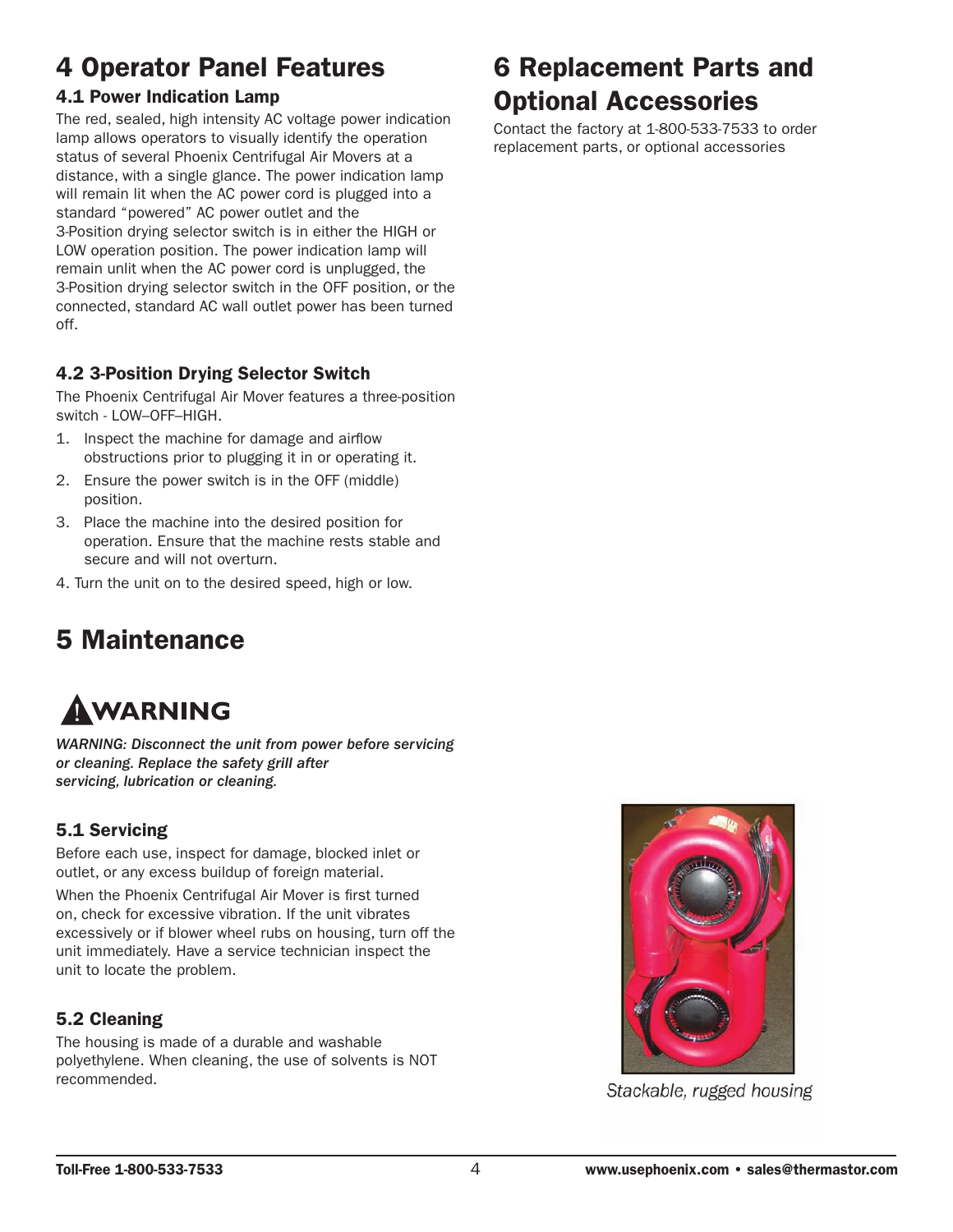# 4 Operator Panel Features

## 4.1 Power Indication Lamp

The red, sealed, high intensity AC voltage power indication lamp allows operators to visually identify the operation status of several Phoenix Centrifugal Air Movers at a distance, with a single glance. The power indication lamp will remain lit when the AC power cord is plugged into a standard "powered" AC power outlet and the 3-Position drying selector switch is in either the HIGH or LOW operation position. The power indication lamp will remain unlit when the AC power cord is unplugged, the 3-Position drying selector switch in the OFF position, or the connected, standard AC wall outlet power has been turned off.

## 4.2 3-Position Drying Selector Switch

The Phoenix Centrifugal Air Mover features a three-position switch - LOW–OFF–HIGH.

1. Inspect the machine for damage and airflow obstructions prior to plugging it in or operating it.
2. Ensure the power switch is in the OFF (middle) position.
3. Place the machine into the desired position for operation. Ensure that the machine rests stable and secure and will not overturn.
4. Turn the unit on to the desired speed, high or low.

# 5 Maintenance

**⚠WARNING**

***WARNING: Disconnect the unit from power before servicing or cleaning. Replace the safety grill after servicing, lubrication or cleaning.***

## 5.1 Servicing

Before each use, inspect for damage, blocked inlet or outlet, or any excess buildup of foreign material.

When the Phoenix Centrifugal Air Mover is first turned on, check for excessive vibration. If the unit vibrates excessively or if blower wheel rubs on housing, turn off the unit immediately. Have a service technician inspect the unit to locate the problem.

## 5.2 Cleaning

The housing is made of a durable and washable polyethylene. When cleaning, the use of solvents is NOT recommended.

# 6 Replacement Parts and Optional Accessories

Contact the factory at 1-800-533-7533 to order replacement parts, or optional accessories

*Stackable, rugged housing*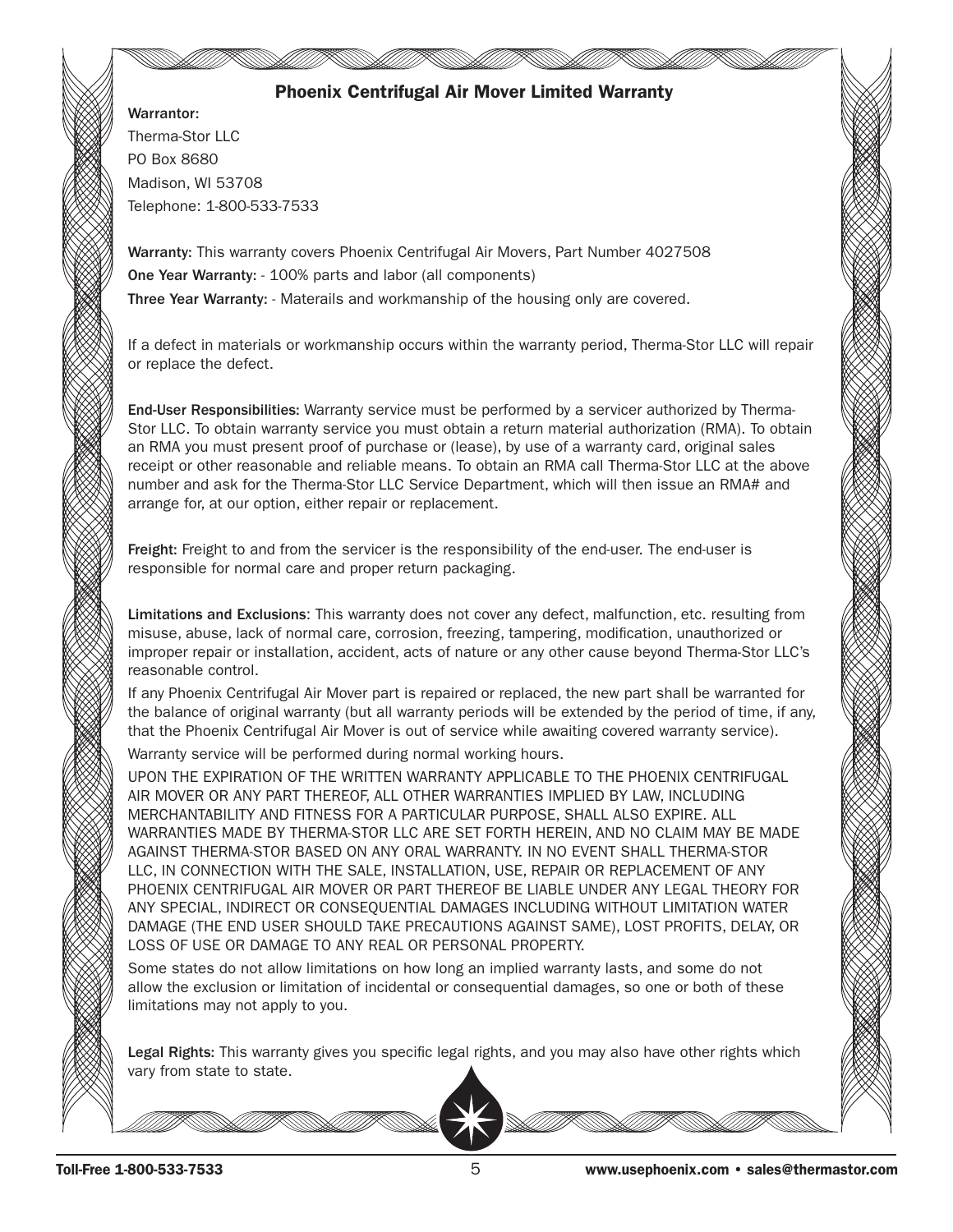# Phoenix Centrifugal Air Mover Limited Warranty

**Warrantor:**

Therma-Stor LLC
PO Box 8680
Madison, WI 53708
Telephone: 1-800-533-7533

**Warranty:** This warranty covers Phoenix Centrifugal Air Movers, Part Number 4027508

**One Year Warranty:** - 100% parts and labor (all components)

**Three Year Warranty:** - Materails and workmanship of the housing only are covered.

If a defect in materials or workmanship occurs within the warranty period, Therma-Stor LLC will repair or replace the defect.

**End-User Responsibilities:** Warranty service must be performed by a servicer authorized by Therma-Stor LLC. To obtain warranty service you must obtain a return material authorization (RMA). To obtain an RMA you must present proof of purchase or (lease), by use of a warranty card, original sales receipt or other reasonable and reliable means. To obtain an RMA call Therma-Stor LLC at the above number and ask for the Therma-Stor LLC Service Department, which will then issue an RMA# and arrange for, at our option, either repair or replacement.

**Freight:** Freight to and from the servicer is the responsibility of the end-user. The end-user is responsible for normal care and proper return packaging.

**Limitations and Exclusions**: This warranty does not cover any defect, malfunction, etc. resulting from misuse, abuse, lack of normal care, corrosion, freezing, tampering, modification, unauthorized or improper repair or installation, accident, acts of nature or any other cause beyond Therma-Stor LLC's reasonable control.

If any Phoenix Centrifugal Air Mover part is repaired or replaced, the new part shall be warranted for the balance of original warranty (but all warranty periods will be extended by the period of time, if any, that the Phoenix Centrifugal Air Mover is out of service while awaiting covered warranty service).

Warranty service will be performed during normal working hours.

UPON THE EXPIRATION OF THE WRITTEN WARRANTY APPLICABLE TO THE PHOENIX CENTRIFUGAL AIR MOVER OR ANY PART THEREOF, ALL OTHER WARRANTIES IMPLIED BY LAW, INCLUDING MERCHANTABILITY AND FITNESS FOR A PARTICULAR PURPOSE, SHALL ALSO EXPIRE. ALL WARRANTIES MADE BY THERMA-STOR LLC ARE SET FORTH HEREIN, AND NO CLAIM MAY BE MADE AGAINST THERMA-STOR BASED ON ANY ORAL WARRANTY. IN NO EVENT SHALL THERMA-STOR LLC, IN CONNECTION WITH THE SALE, INSTALLATION, USE, REPAIR OR REPLACEMENT OF ANY PHOENIX CENTRIFUGAL AIR MOVER OR PART THEREOF BE LIABLE UNDER ANY LEGAL THEORY FOR ANY SPECIAL, INDIRECT OR CONSEQUENTIAL DAMAGES INCLUDING WITHOUT LIMITATION WATER DAMAGE (THE END USER SHOULD TAKE PRECAUTIONS AGAINST SAME), LOST PROFITS, DELAY, OR LOSS OF USE OR DAMAGE TO ANY REAL OR PERSONAL PROPERTY.

Some states do not allow limitations on how long an implied warranty lasts, and some do not allow the exclusion or limitation of incidental or consequential damages, so one or both of these limitations may not apply to you.

**Legal Rights:** This warranty gives you specific legal rights, and you may also have other rights which vary from state to state.

Toll-Free 1-800-533-7533 www.usephoenix.com • sales@thermastor.com